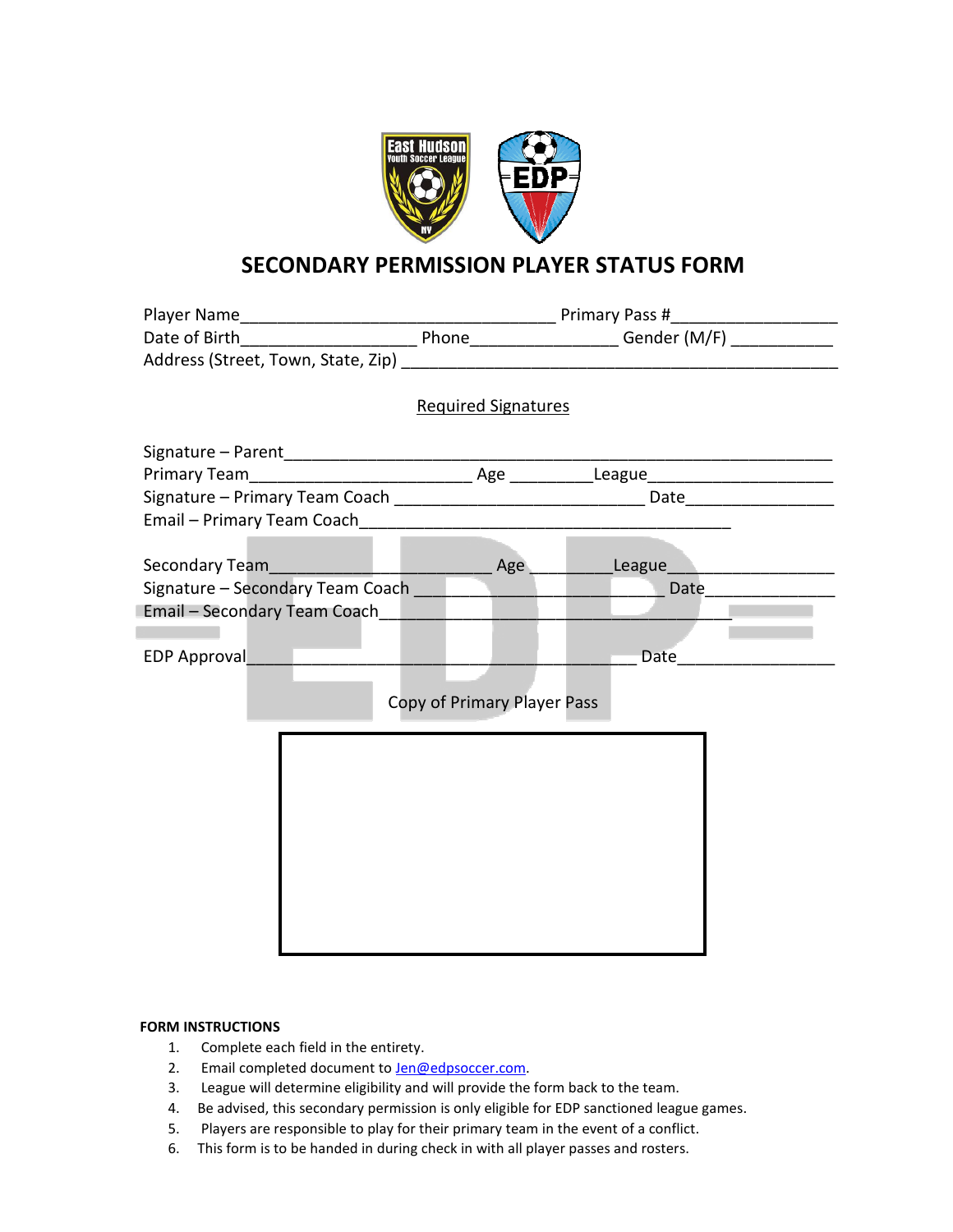# SECONDARY PERMISSION PLAYER STATUS FORM

Player Name___________________________________ Primary Pass #__________________

Date of Birth___________________ Phone________________ Gender (M/F) ___________

Address (Street, Town, State, Zip) ________________________________________________

Required Signatures

Signature – Parent____________________________________________________________

Primary Team________________________ Age _________League____________________

Signature – Primary Team Coach ___________________________ Date_________________

Email – Primary Team Coach________________________________________

Secondary Team________________________ Age _________League_________________

Signature – Secondary Team Coach __________________________ Date______________

Email – Secondary Team Coach______________________________________

EDP Approval___________________________________________ Date_________________

Copy of Primary Player Pass

**FORM INSTRUCTIONS**

1. Complete each field in the entirety.
2. Email completed document to Jen@edpsoccer.com.
3. League will determine eligibility and will provide the form back to the team.
4. Be advised, this secondary permission is only eligible for EDP sanctioned league games.
5. Players are responsible to play for their primary team in the event of a conflict.
6. This form is to be handed in during check in with all player passes and rosters.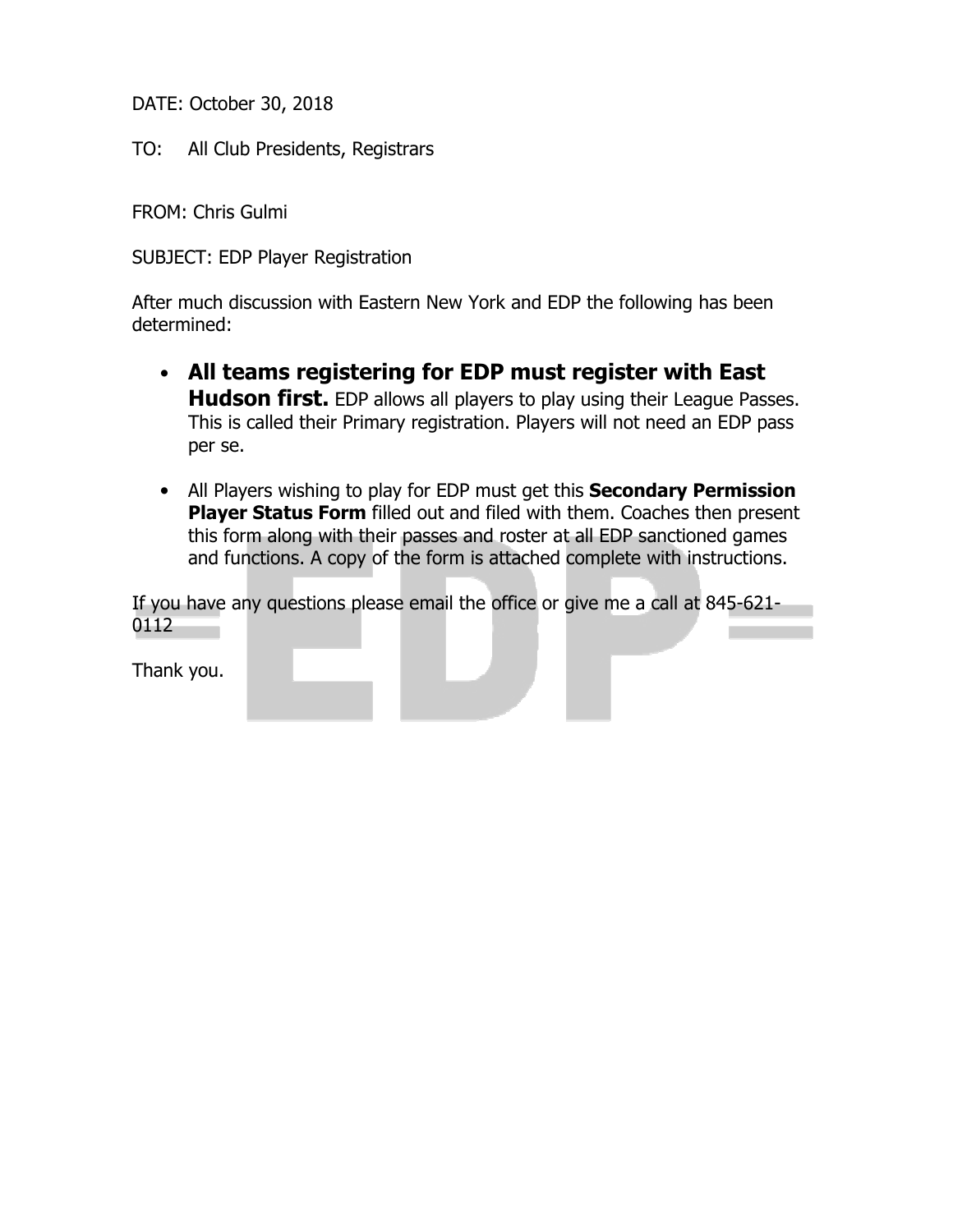DATE: October 30, 2018

TO: All Club Presidents, Registrars

FROM: Chris Gulmi

SUBJECT: EDP Player Registration

After much discussion with Eastern New York and EDP the following has been determined:

- **All teams registering for EDP must register with East Hudson first.** EDP allows all players to play using their League Passes. This is called their Primary registration. Players will not need an EDP pass per se.

- All Players wishing to play for EDP must get this **Secondary Permission Player Status Form** filled out and filed with them. Coaches then present this form along with their passes and roster at all EDP sanctioned games and functions. A copy of the form is attached complete with instructions.

If you have any questions please email the office or give me a call at 845-621-0112

Thank you.